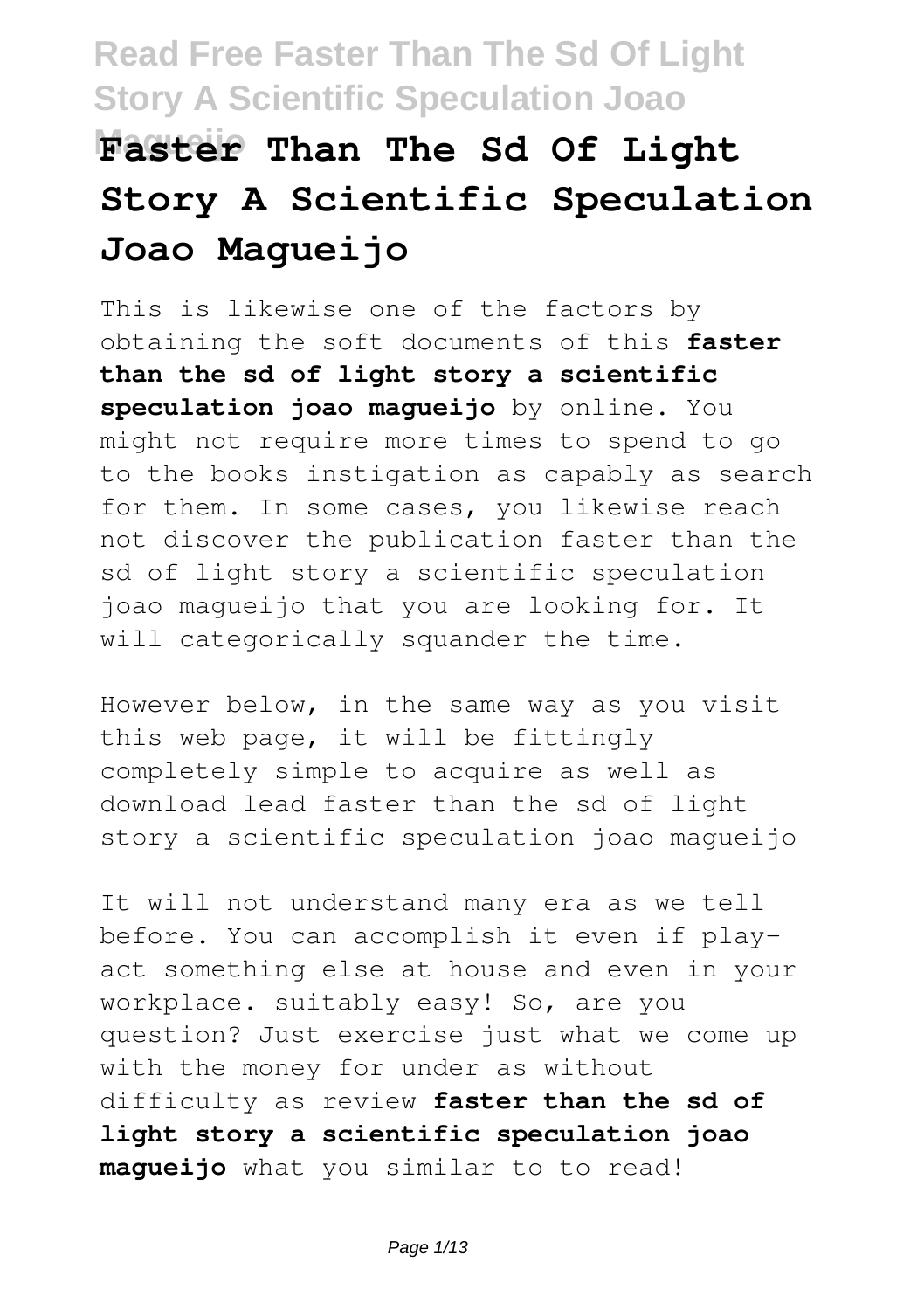# Faster Than The Sd Of Light Story A Scientific Speculation Joao Magueijo

This is likewise one of the factors by obtaining the soft documents of this **faster than the sd of light story a scientific speculation joao magueijo** by online. You might not require more times to spend to go to the books instigation as capably as search for them. In some cases, you likewise reach not discover the publication faster than the sd of light story a scientific speculation joao magueijo that you are looking for. It will categorically squander the time.

However below, in the same way as you visit this web page, it will be fittingly completely simple to acquire as well as download lead faster than the sd of light story a scientific speculation joao magueijo

It will not understand many era as we tell before. You can accomplish it even if play-act something else at house and even in your workplace. suitably easy! So, are you question? Just exercise just what we come up with the money for under as without difficulty as review **faster than the sd of light story a scientific speculation joao magueijo** what you similar to to read!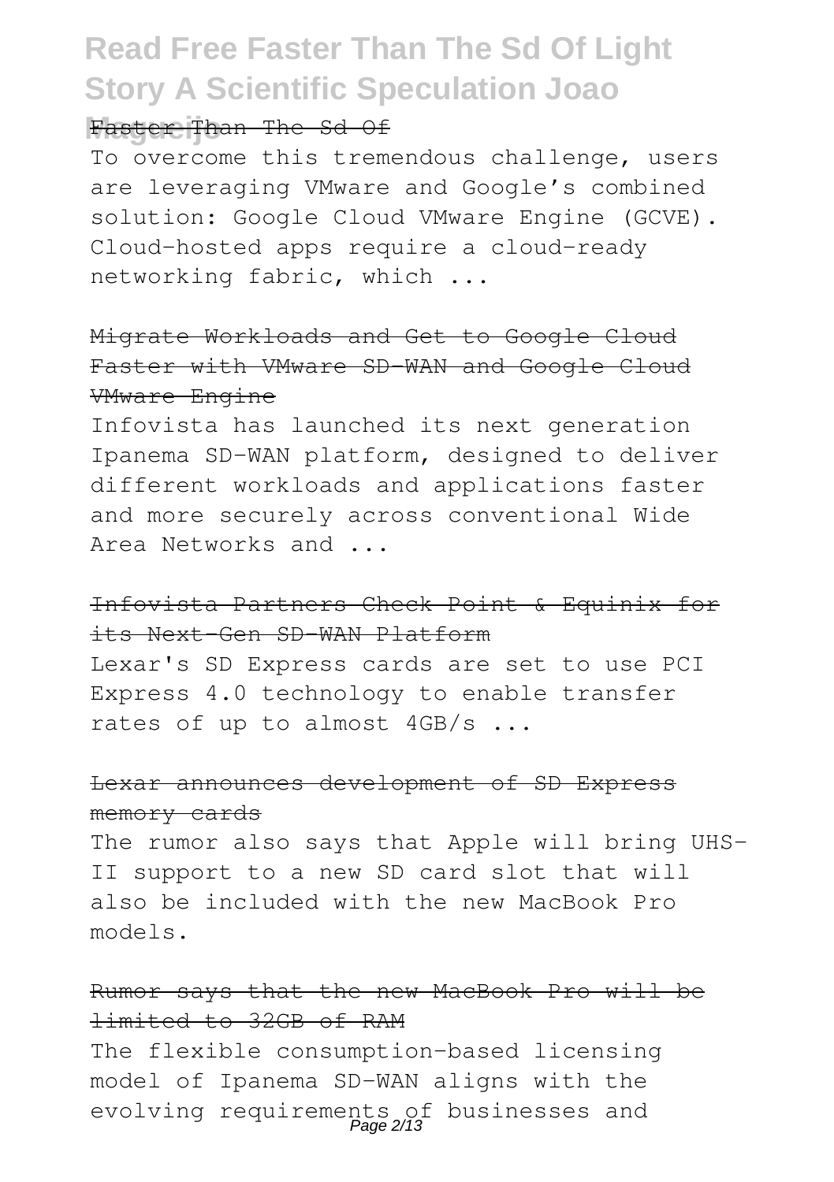Faster Than The Sd Of

To overcome this tremendous challenge, users are leveraging VMware and Google's combined solution: Google Cloud VMware Engine (GCVE). Cloud-hosted apps require a cloud-ready networking fabric, which ...

## Migrate Workloads and Get to Google Cloud Faster with VMware SD-WAN and Google Cloud VMware Engine

Infovista has launched its next generation Ipanema SD-WAN platform, designed to deliver different workloads and applications faster and more securely across conventional Wide Area Networks and ...

## Infovista Partners Check Point & Equinix for its Next-Gen SD-WAN Platform

Lexar's SD Express cards are set to use PCI Express 4.0 technology to enable transfer rates of up to almost 4GB/s ...

## Lexar announces development of SD Express memory cards

The rumor also says that Apple will bring UHS-II support to a new SD card slot that will also be included with the new MacBook Pro models.

## Rumor says that the new MacBook Pro will be limited to 32GB of RAM

The flexible consumption-based licensing model of Ipanema SD-WAN aligns with the evolving requirements of businesses and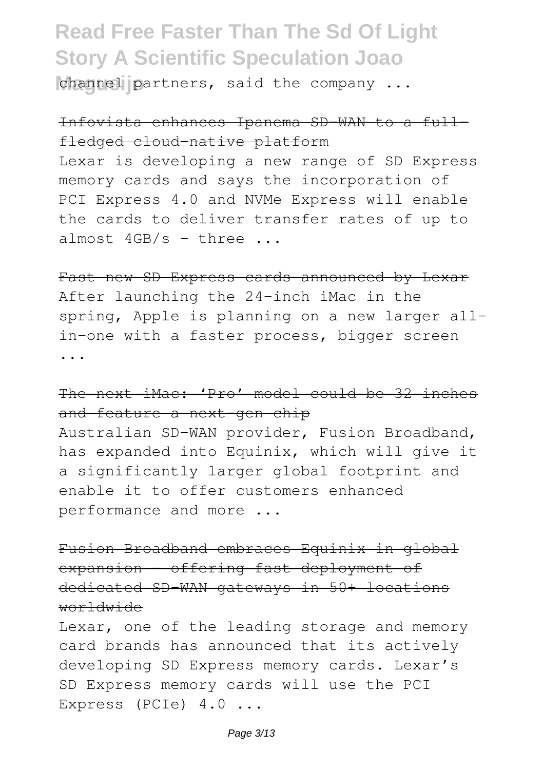channel partners, said the company ...

Infovista enhances Ipanema SD-WAN to a full-fledged cloud-native platform

Lexar is developing a new range of SD Express memory cards and says the incorporation of PCI Express 4.0 and NVMe Express will enable the cards to deliver transfer rates of up to almost 4GB/s - three ...

Fast new SD Express cards announced by Lexar

After launching the 24-inch iMac in the spring, Apple is planning on a new larger all-in-one with a faster process, bigger screen ...

The next iMac: 'Pro' model could be 32 inches and feature a next-gen chip

Australian SD-WAN provider, Fusion Broadband, has expanded into Equinix, which will give it a significantly larger global footprint and enable it to offer customers enhanced performance and more ...

Fusion Broadband embraces Equinix in global expansion - offering fast deployment of dedicated SD-WAN gateways in 50+ locations worldwide

Lexar, one of the leading storage and memory card brands has announced that its actively developing SD Express memory cards. Lexar's SD Express memory cards will use the PCI Express (PCIe) 4.0 ...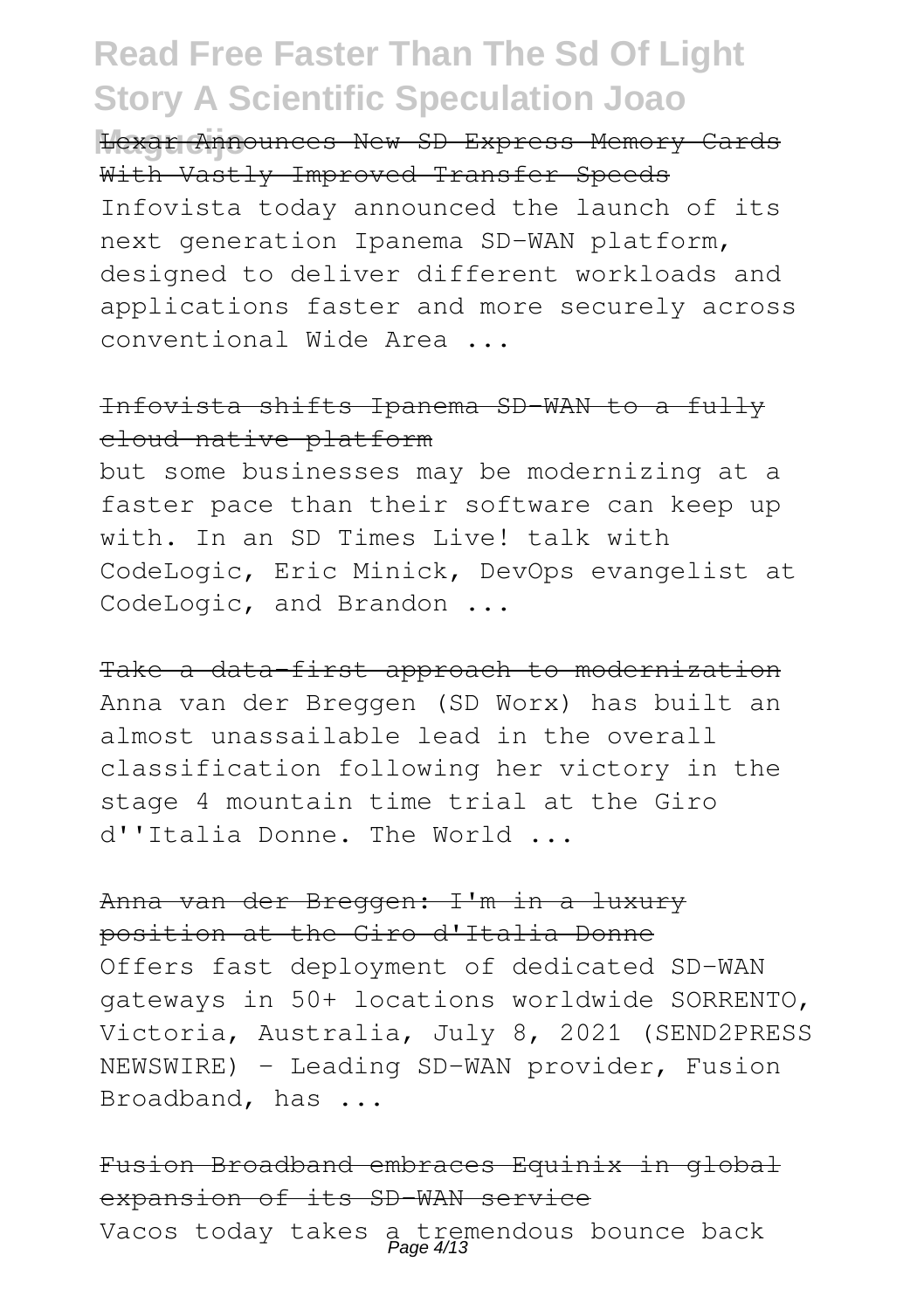Lexar Announces New SD Express Memory Cards With Vastly Improved Transfer Speeds

Infovista today announced the launch of its next generation Ipanema SD-WAN platform, designed to deliver different workloads and applications faster and more securely across conventional Wide Area ...

Infovista shifts Ipanema SD-WAN to a fully cloud native platform

but some businesses may be modernizing at a faster pace than their software can keep up with. In an SD Times Live! talk with CodeLogic, Eric Minick, DevOps evangelist at CodeLogic, and Brandon ...

Take a data-first approach to modernization

Anna van der Breggen (SD Worx) has built an almost unassailable lead in the overall classification following her victory in the stage 4 mountain time trial at the Giro d''Italia Donne. The World ...

Anna van der Breggen: I'm in a luxury position at the Giro d'Italia Donne

Offers fast deployment of dedicated SD-WAN gateways in 50+ locations worldwide SORRENTO, Victoria, Australia, July 8, 2021 (SEND2PRESS NEWSWIRE) - Leading SD-WAN provider, Fusion Broadband, has ...

Fusion Broadband embraces Equinix in global expansion of its SD-WAN service

Vacos today takes a tremendous bounce back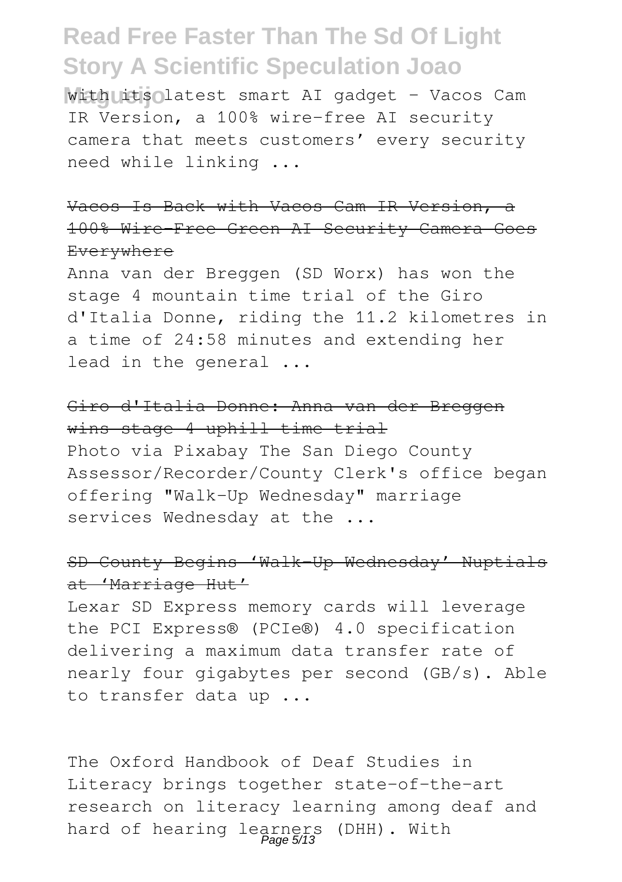with its latest smart AI gadget - Vacos Cam IR Version, a 100% wire-free AI security camera that meets customers' every security need while linking ...

Vacos Is Back with Vacos Cam IR Version, a 100% Wire-Free Green AI Security Camera Goes Everywhere

Anna van der Breggen (SD Worx) has won the stage 4 mountain time trial of the Giro d'Italia Donne, riding the 11.2 kilometres in a time of 24:58 minutes and extending her lead in the general ...

Giro d'Italia Donne: Anna van der Breggen wins stage 4 uphill time trial

Photo via Pixabay The San Diego County Assessor/Recorder/County Clerk's office began offering "Walk-Up Wednesday" marriage services Wednesday at the ...

SD County Begins 'Walk-Up Wednesday' Nuptials at 'Marriage Hut'

Lexar SD Express memory cards will leverage the PCI Express® (PCIe®) 4.0 specification delivering a maximum data transfer rate of nearly four gigabytes per second (GB/s). Able to transfer data up ...

The Oxford Handbook of Deaf Studies in Literacy brings together state-of-the-art research on literacy learning among deaf and hard of hearing learners (DHH). With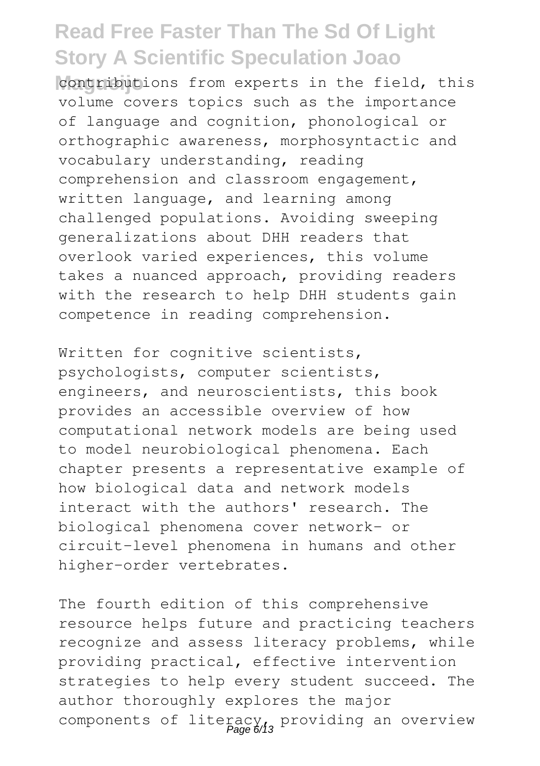contributions from experts in the field, this volume covers topics such as the importance of language and cognition, phonological or orthographic awareness, morphosyntactic and vocabulary understanding, reading comprehension and classroom engagement, written language, and learning among challenged populations. Avoiding sweeping generalizations about DHH readers that overlook varied experiences, this volume takes a nuanced approach, providing readers with the research to help DHH students gain competence in reading comprehension.

Written for cognitive scientists, psychologists, computer scientists, engineers, and neuroscientists, this book provides an accessible overview of how computational network models are being used to model neurobiological phenomena. Each chapter presents a representative example of how biological data and network models interact with the authors' research. The biological phenomena cover network- or circuit-level phenomena in humans and other higher-order vertebrates.

The fourth edition of this comprehensive resource helps future and practicing teachers recognize and assess literacy problems, while providing practical, effective intervention strategies to help every student succeed. The author thoroughly explores the major components of literacy, providing an overview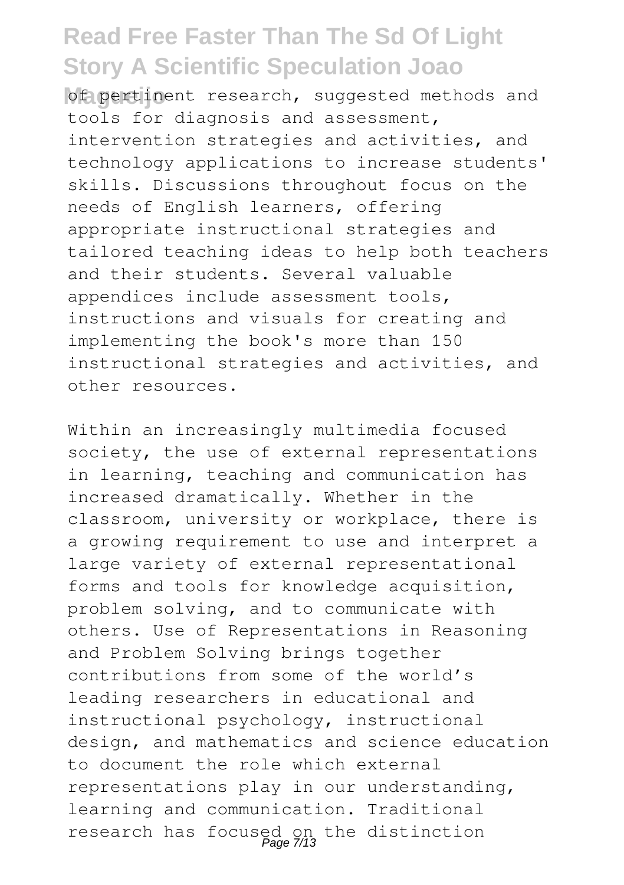of pertinent research, suggested methods and tools for diagnosis and assessment, intervention strategies and activities, and technology applications to increase students' skills. Discussions throughout focus on the needs of English learners, offering appropriate instructional strategies and tailored teaching ideas to help both teachers and their students. Several valuable appendices include assessment tools, instructions and visuals for creating and implementing the book's more than 150 instructional strategies and activities, and other resources.

Within an increasingly multimedia focused society, the use of external representations in learning, teaching and communication has increased dramatically. Whether in the classroom, university or workplace, there is a growing requirement to use and interpret a large variety of external representational forms and tools for knowledge acquisition, problem solving, and to communicate with others. Use of Representations in Reasoning and Problem Solving brings together contributions from some of the world's leading researchers in educational and instructional psychology, instructional design, and mathematics and science education to document the role which external representations play in our understanding, learning and communication. Traditional research has focused on the distinction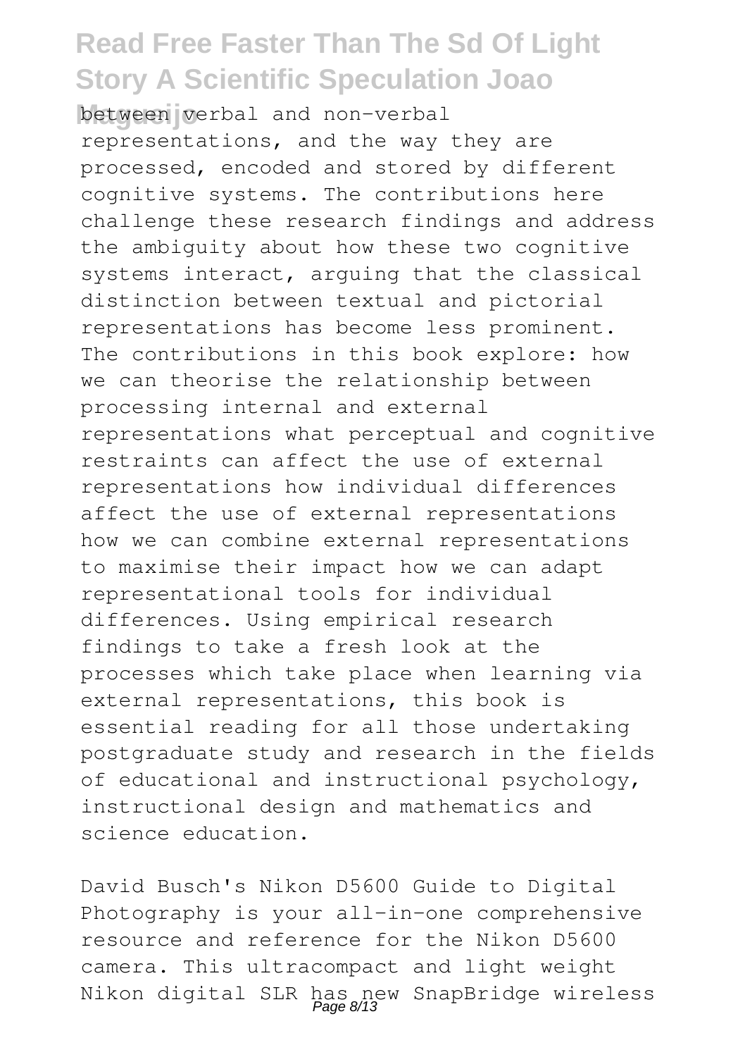between verbal and non-verbal representations, and the way they are processed, encoded and stored by different cognitive systems. The contributions here challenge these research findings and address the ambiguity about how these two cognitive systems interact, arguing that the classical distinction between textual and pictorial representations has become less prominent. The contributions in this book explore: how we can theorise the relationship between processing internal and external representations what perceptual and cognitive restraints can affect the use of external representations how individual differences affect the use of external representations how we can combine external representations to maximise their impact how we can adapt representational tools for individual differences. Using empirical research findings to take a fresh look at the processes which take place when learning via external representations, this book is essential reading for all those undertaking postgraduate study and research in the fields of educational and instructional psychology, instructional design and mathematics and science education.

David Busch's Nikon D5600 Guide to Digital Photography is your all-in-one comprehensive resource and reference for the Nikon D5600 camera. This ultracompact and light weight Nikon digital SLR has new SnapBridge wireless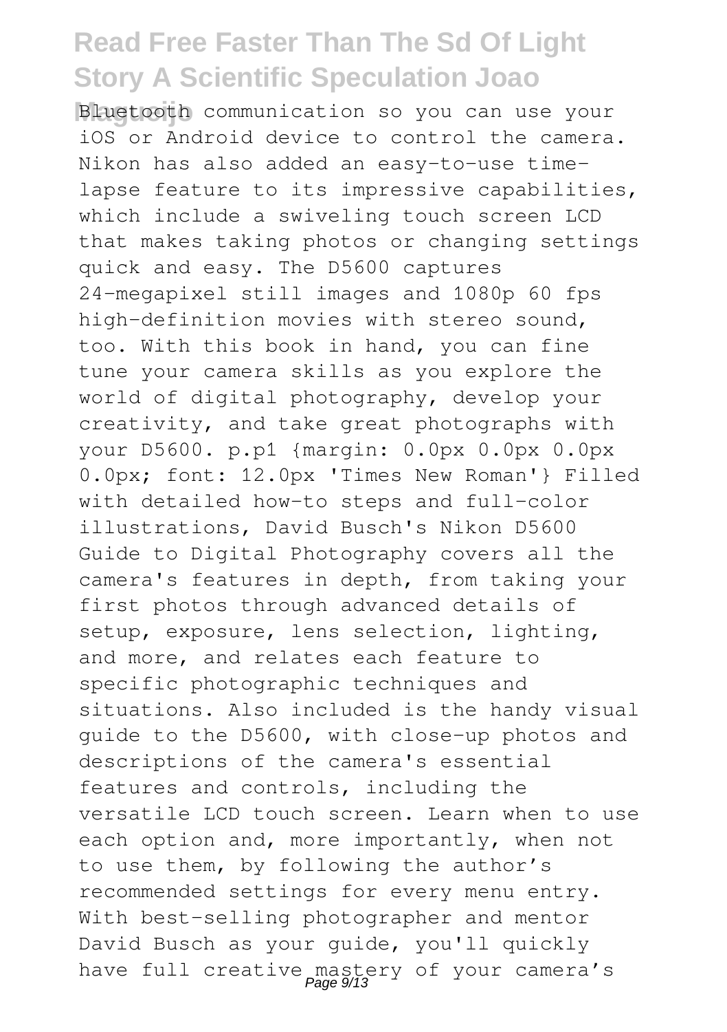Bluetooth communication so you can use your iOS or Android device to control the camera. Nikon has also added an easy-to-use time-lapse feature to its impressive capabilities, which include a swiveling touch screen LCD that makes taking photos or changing settings quick and easy. The D5600 captures 24-megapixel still images and 1080p 60 fps high-definition movies with stereo sound, too. With this book in hand, you can fine tune your camera skills as you explore the world of digital photography, develop your creativity, and take great photographs with your D5600. p.p1 {margin: 0.0px 0.0px 0.0px 0.0px; font: 12.0px 'Times New Roman'} Filled with detailed how-to steps and full-color illustrations, David Busch's Nikon D5600 Guide to Digital Photography covers all the camera's features in depth, from taking your first photos through advanced details of setup, exposure, lens selection, lighting, and more, and relates each feature to specific photographic techniques and situations. Also included is the handy visual guide to the D5600, with close-up photos and descriptions of the camera's essential features and controls, including the versatile LCD touch screen. Learn when to use each option and, more importantly, when not to use them, by following the author's recommended settings for every menu entry. With best-selling photographer and mentor David Busch as your guide, you'll quickly have full creative mastery of your camera's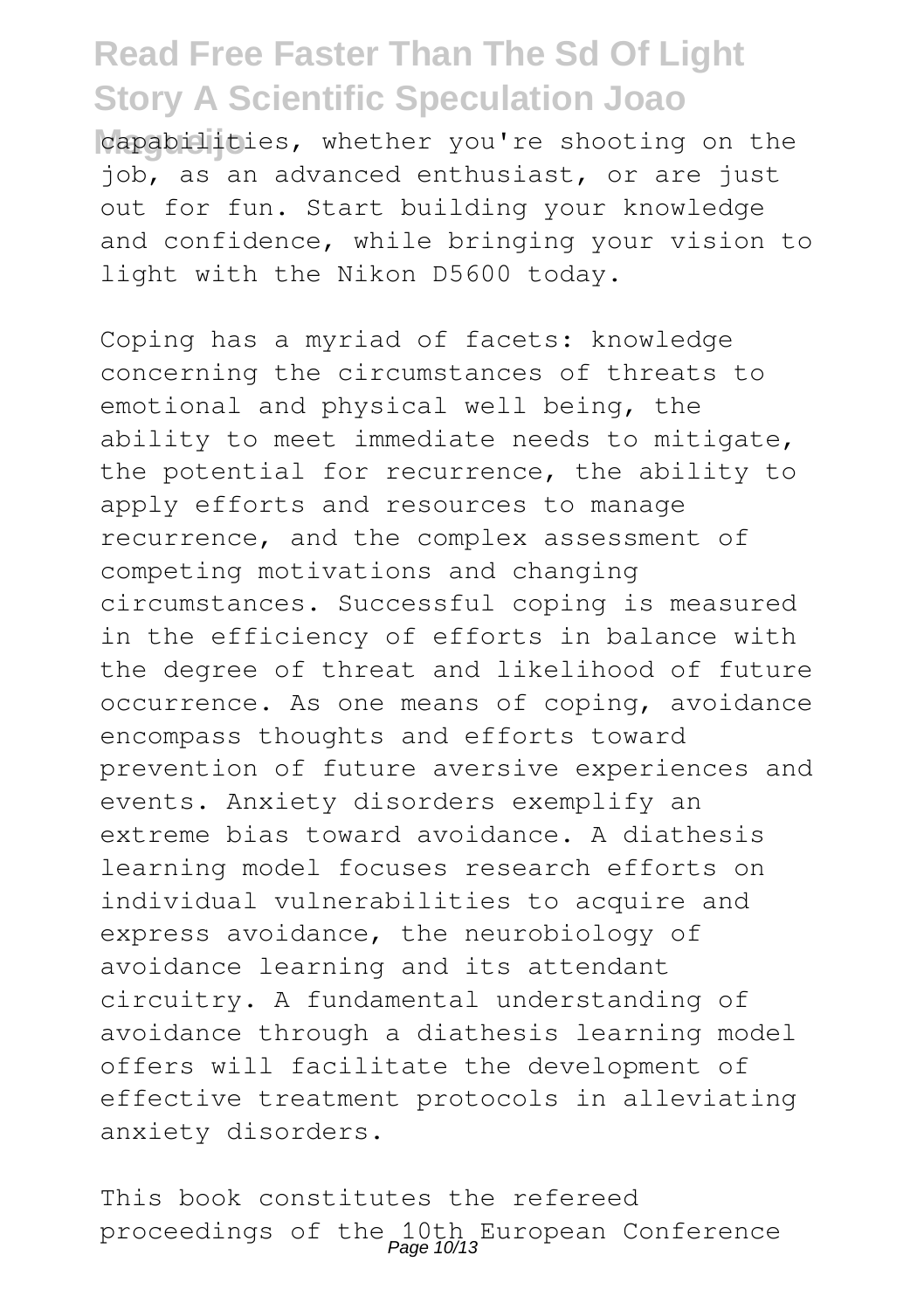capabilities, whether you're shooting on the job, as an advanced enthusiast, or are just out for fun. Start building your knowledge and confidence, while bringing your vision to light with the Nikon D5600 today.

Coping has a myriad of facets: knowledge concerning the circumstances of threats to emotional and physical well being, the ability to meet immediate needs to mitigate, the potential for recurrence, the ability to apply efforts and resources to manage recurrence, and the complex assessment of competing motivations and changing circumstances. Successful coping is measured in the efficiency of efforts in balance with the degree of threat and likelihood of future occurrence. As one means of coping, avoidance encompass thoughts and efforts toward prevention of future aversive experiences and events. Anxiety disorders exemplify an extreme bias toward avoidance. A diathesis learning model focuses research efforts on individual vulnerabilities to acquire and express avoidance, the neurobiology of avoidance learning and its attendant circuitry. A fundamental understanding of avoidance through a diathesis learning model offers will facilitate the development of effective treatment protocols in alleviating anxiety disorders.

This book constitutes the refereed proceedings of the 10th European Conference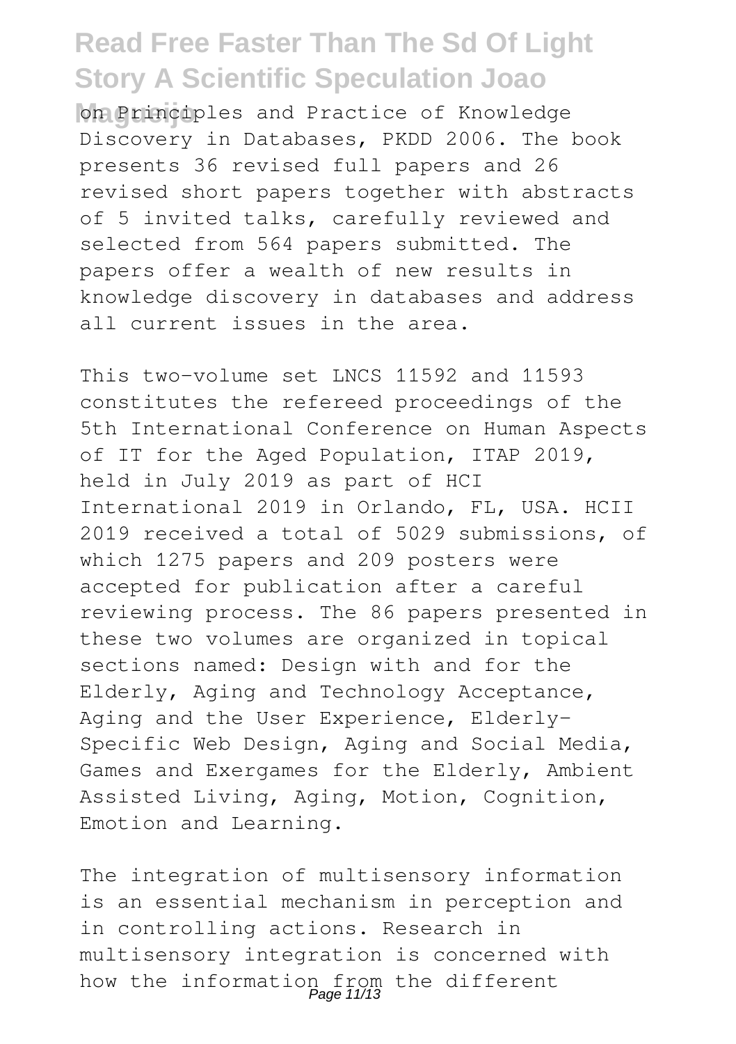on Principles and Practice of Knowledge Discovery in Databases, PKDD 2006. The book presents 36 revised full papers and 26 revised short papers together with abstracts of 5 invited talks, carefully reviewed and selected from 564 papers submitted. The papers offer a wealth of new results in knowledge discovery in databases and address all current issues in the area.

This two-volume set LNCS 11592 and 11593 constitutes the refereed proceedings of the 5th International Conference on Human Aspects of IT for the Aged Population, ITAP 2019, held in July 2019 as part of HCI International 2019 in Orlando, FL, USA. HCII 2019 received a total of 5029 submissions, of which 1275 papers and 209 posters were accepted for publication after a careful reviewing process. The 86 papers presented in these two volumes are organized in topical sections named: Design with and for the Elderly, Aging and Technology Acceptance, Aging and the User Experience, Elderly-Specific Web Design, Aging and Social Media, Games and Exergames for the Elderly, Ambient Assisted Living, Aging, Motion, Cognition, Emotion and Learning.

The integration of multisensory information is an essential mechanism in perception and in controlling actions. Research in multisensory integration is concerned with how the information from the different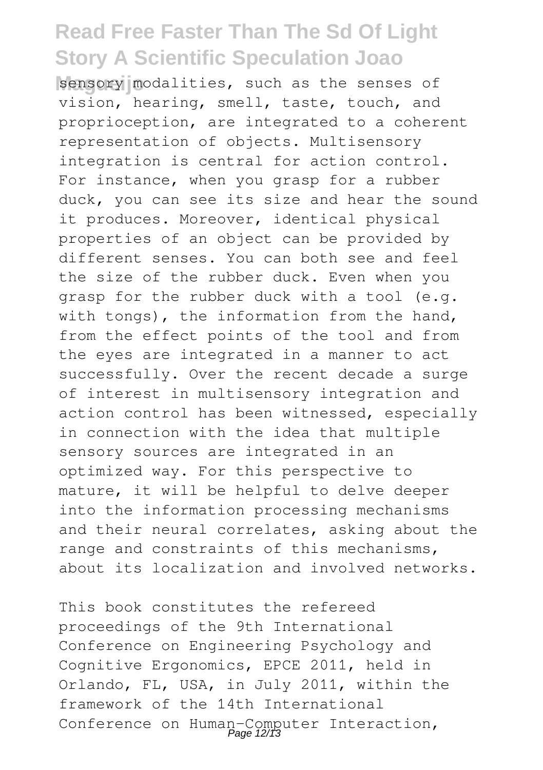sensory modalities, such as the senses of vision, hearing, smell, taste, touch, and proprioception, are integrated to a coherent representation of objects. Multisensory integration is central for action control. For instance, when you grasp for a rubber duck, you can see its size and hear the sound it produces. Moreover, identical physical properties of an object can be provided by different senses. You can both see and feel the size of the rubber duck. Even when you grasp for the rubber duck with a tool (e.g. with tongs), the information from the hand, from the effect points of the tool and from the eyes are integrated in a manner to act successfully. Over the recent decade a surge of interest in multisensory integration and action control has been witnessed, especially in connection with the idea that multiple sensory sources are integrated in an optimized way. For this perspective to mature, it will be helpful to delve deeper into the information processing mechanisms and their neural correlates, asking about the range and constraints of this mechanisms, about its localization and involved networks.

This book constitutes the refereed proceedings of the 9th International Conference on Engineering Psychology and Cognitive Ergonomics, EPCE 2011, held in Orlando, FL, USA, in July 2011, within the framework of the 14th International Conference on Human-Computer Interaction,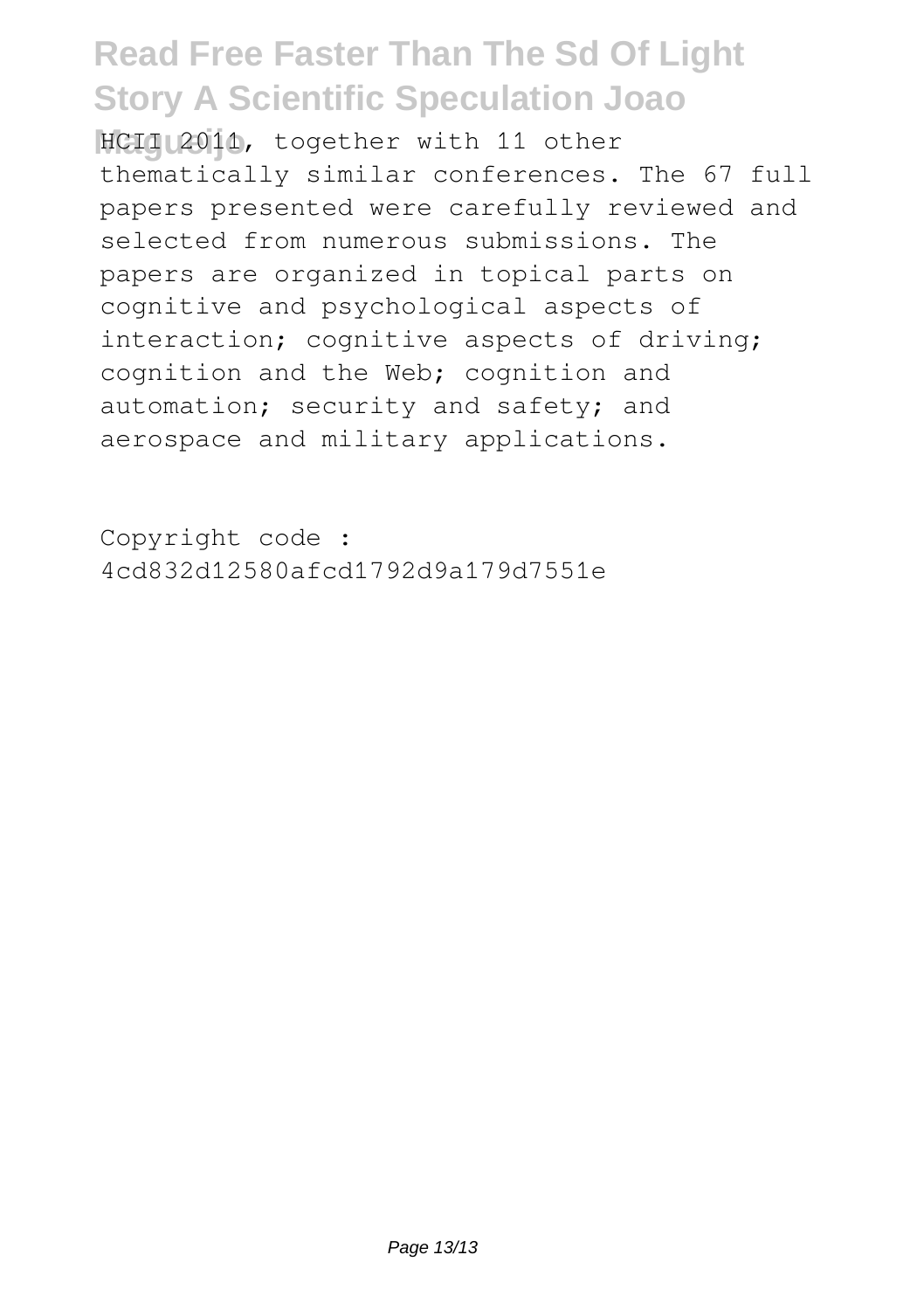HCII 2011, together with 11 other thematically similar conferences. The 67 full papers presented were carefully reviewed and selected from numerous submissions. The papers are organized in topical parts on cognitive and psychological aspects of interaction; cognitive aspects of driving; cognition and the Web; cognition and automation; security and safety; and aerospace and military applications.

Copyright code : 4cd832d12580afcd1792d9a179d7551e